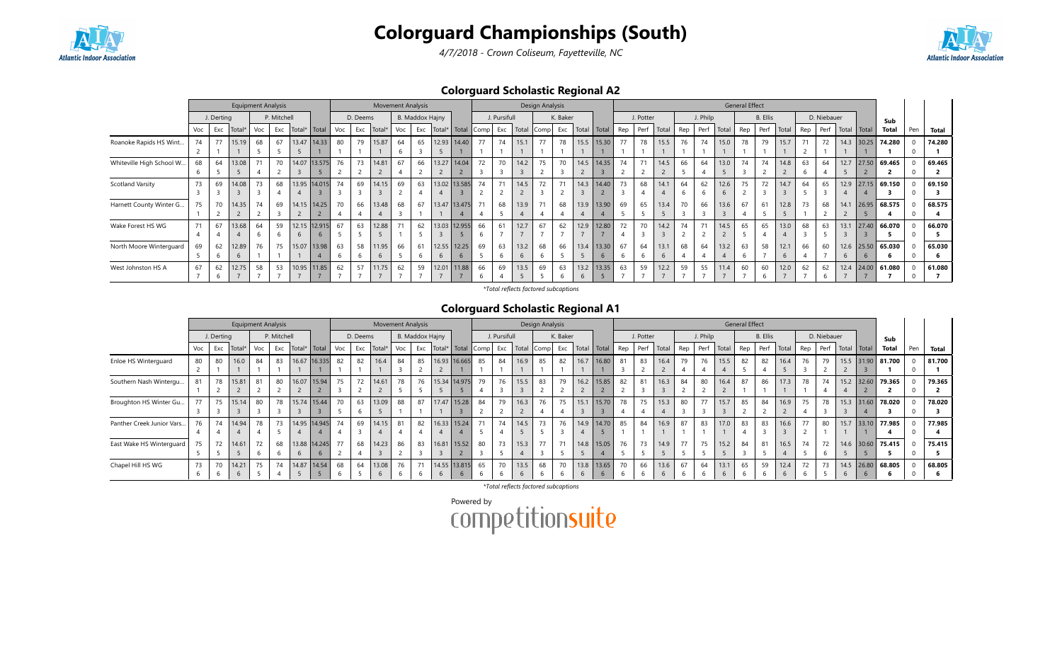# Colorguard Championships (South)

*4/7/2018 - Crown Coliseum, Fayetteville, NC*

## Colorguard Scholastic Regional A2

| | Equipment Analysis | | | | | | | Movement Analysis | | | | | | | Design Analysis | | | | | | | General Effect | | | | | | | | | | | | | | |
|---|---|---|---|---|---|---|---|---|---|---|---|---|---|---|---|---|---|---|---|---|---|---|---|---|---|---|---|---|---|---|---|---|---|---|---|---|---|---|
| | J. Derting | | | P. Mitchell | | | | D. Deems | | | B. Maddox Hajny | | | | J. Pursifull | | | K. Baker | | | | J. Potter | | | J. Philp | | | B. Ellis | | | D. Niebauer | | | | | | |
| | Voc | Exc | Total* | Voc | Exc | Total* | Total | Voc | Exc | Total* | Voc | Exc | Total* | Total | Comp | Exc | Total | Comp | Exc | Total | Total | Rep | Perf | Total | Rep | Perf | Total | Rep | Perf | Total | Rep | Perf | Total | Total | Sub Total | Pen | Total |
| Roanoke Rapids HS Wint... | 74 / 2 | 77 / 1 | 15.19 / 1 | 68 / 5 | 67 / 5 | 13.47 / 5 | 14.33 / 1 | 80 / 1 | 79 / 1 | 15.87 / 1 | 64 / 6 | 65 / 3 | 12.93 / 5 | 14.40 / 1 | 77 / 1 | 74 / 1 | 15.1 / 1 | 77 / 1 | 78 / 1 | 15.5 / 1 | 15.30 / 1 | 77 / 1 | 78 / 1 | 15.5 / 1 | 76 / 1 | 74 / 1 | 15.0 / 1 | 78 / 1 | 79 / 1 | 15.7 / 1 | 71 / 2 | 72 / 1 | 14.3 / 1 | 30.25 / 1 | 74.280 / 1 | 0 / 0 | 74.280 / 1 |
| Whiteville High School W... | 68 / 6 | 64 / 5 | 13.08 / 5 | 71 / 4 | 70 / 2 | 14.07 / 3 | 13.575 / 5 | 76 / 2 | 73 / 2 | 14.81 / 2 | 67 / 4 | 66 / 2 | 13.27 / 2 | 14.04 / 2 | 72 / 3 | 70 / 3 | 14.2 / 3 | 75 / 2 | 70 / 3 | 14.5 / 2 | 14.35 / 3 | 74 / 2 | 71 / 2 | 14.5 / 2 | 66 / 5 | 64 / 4 | 13.0 / 5 | 74 / 3 | 74 / 2 | 14.8 / 2 | 63 / 6 | 64 / 4 | 12.7 / 5 | 27.50 / 2 | 69.465 / 2 | 0 / 0 | 69.465 / 2 |
| Scotland Varsity | 73 / 3 | 69 / 3 | 14.08 / 3 | 73 / 3 | 68 / 4 | 13.95 / 4 | 14.015 / 3 | 74 / 3 | 69 / 3 | 14.15 / 3 | 69 / 2 | 63 / 4 | 13.02 / 4 | 13.585 / 3 | 74 / 2 | 71 / 2 | 14.5 / 2 | 72 / 3 | 71 / 2 | 14.3 / 3 | 14.40 / 2 | 73 / 3 | 68 / 4 | 14.1 / 4 | 64 / 6 | 62 / 6 | 12.6 / 6 | 75 / 2 | 72 / 3 | 14.7 / 3 | 64 / 5 | 65 / 3 | 12.9 / 4 | 27.15 / 4 | 69.150 / 3 | 0 / 0 | 69.150 / 3 |
| Harnett County Winter G... | 75 / 1 | 70 / 2 | 14.35 / 2 | 74 / 2 | 69 / 3 | 14.15 / 2 | 14.25 / 2 | 70 / 4 | 66 / 4 | 13.48 / 4 | 68 / 3 | 67 / 1 | 13.47 / 1 | 13.475 / 4 | 71 / 4 | 68 / 5 | 13.9 / 4 | 71 / 4 | 68 / 4 | 13.9 / 4 | 13.90 / 4 | 69 / 5 | 65 / 5 | 13.4 / 5 | 70 / 3 | 66 / 3 | 13.6 / 3 | 67 / 4 | 61 / 5 | 12.8 / 5 | 73 / 1 | 68 / 2 | 14.1 / 2 | 26.95 / 5 | 68.575 / 4 | 0 / 0 | 68.575 / 4 |
| Wake Forest HS WG | 71 / 4 | 67 / 4 | 13.68 / 4 | 64 / 6 | 59 / 6 | 12.15 / 6 | 12.915 / 6 | 67 / 5 | 63 / 5 | 12.88 / 5 | 71 / 1 | 62 / 5 | 13.03 / 3 | 12.955 / 5 | 66 / 6 | 61 / 7 | 12.7 / 7 | 67 / 7 | 62 / 7 | 12.9 / 7 | 12.80 / 7 | 72 / 4 | 70 / 3 | 14.2 / 3 | 74 / 2 | 71 / 2 | 14.5 / 2 | 65 / 5 | 65 / 4 | 13.0 / 4 | 68 / 3 | 63 / 5 | 13.1 / 3 | 27.40 / 3 | 66.070 / 5 | 0 / 0 | 66.070 / 5 |
| North Moore Winterguard | 69 / 5 | 62 / 6 | 12.89 / 6 | 76 / 1 | 75 / 1 | 15.07 / 1 | 13.98 / 4 | 63 / 6 | 58 / 6 | 11.95 / 6 | 66 / 5 | 61 / 6 | 12.55 / 6 | 12.25 / 6 | 69 / 5 | 63 / 6 | 13.2 / 6 | 68 / 6 | 66 / 5 | 13.4 / 5 | 13.30 / 6 | 67 / 6 | 64 / 6 | 13.1 / 6 | 68 / 4 | 64 / 4 | 13.2 / 4 | 63 / 6 | 58 / 7 | 12.1 / 6 | 66 / 4 | 60 / 7 | 12.6 / 6 | 25.50 / 6 | 65.030 / 6 | 0 / 0 | 65.030 / 6 |
| West Johnston HS A | 67 / 7 | 62 / 6 | 12.75 / 7 | 58 / 7 | 53 / 7 | 10.95 / 7 | 11.85 / 7 | 62 / 7 | 57 / 7 | 11.75 / 7 | 62 / 7 | 59 / 7 | 12.01 / 7 | 11.88 / 7 | 66 / 6 | 69 / 4 | 13.5 / 5 | 69 / 5 | 63 / 6 | 13.2 / 6 | 13.35 / 5 | 63 / 7 | 59 / 7 | 12.2 / 7 | 59 / 7 | 55 / 7 | 11.4 / 7 | 60 / 7 | 60 / 6 | 12.0 / 7 | 62 / 7 | 62 / 6 | 12.4 / 7 | 24.00 / 7 | 61.080 / 7 | 0 / 0 | 61.080 / 7 |

*Total reflects factored subcaptions

## Colorguard Scholastic Regional A1

| | Equipment Analysis | | | | | | | Movement Analysis | | | | | | | Design Analysis | | | | | | | General Effect | | | | | | | | | | | | | | |
|---|---|---|---|---|---|---|---|---|---|---|---|---|---|---|---|---|---|---|---|---|---|---|---|---|---|---|---|---|---|---|---|---|---|---|---|---|---|---|
| | J. Derting | | | P. Mitchell | | | | D. Deems | | | B. Maddox Hajny | | | | J. Pursifull | | | K. Baker | | | | J. Potter | | | J. Philp | | | B. Ellis | | | D. Niebauer | | | | | | |
| | Voc | Exc | Total* | Voc | Exc | Total* | Total | Voc | Exc | Total* | Voc | Exc | Total* | Total | Comp | Exc | Total | Comp | Exc | Total | Total | Rep | Perf | Total | Rep | Perf | Total | Rep | Perf | Total | Rep | Perf | Total | Total | Sub Total | Pen | Total |
| Enloe HS Winterguard | 80 / 2 | 80 / 1 | 16.0 / 1 | 84 / 1 | 83 / 1 | 16.67 / 1 | 16.335 / 1 | 82 / 1 | 82 / 1 | 16.4 / 1 | 84 / 3 | 85 / 2 | 16.93 / 2 | 16.665 / 1 | 85 / 1 | 84 / 1 | 16.9 / 1 | 85 / 1 | 82 / 1 | 16.7 / 1 | 16.80 / 1 | 81 / 3 | 83 / 2 | 16.4 / 2 | 79 / 4 | 76 / 4 | 15.5 / 4 | 82 / 5 | 82 / 4 | 16.4 / 5 | 76 / 3 | 79 / 2 | 15.5 / 2 | 31.90 / 3 | 81.700 / 1 | 0 / 0 | 81.700 / 1 |
| Southern Nash Wintergu... | 81 / 1 | 78 / 2 | 15.81 / 2 | 81 / 2 | 80 / 2 | 16.07 / 2 | 15.94 / 2 | 75 / 3 | 72 / 2 | 14.61 / 2 | 78 / 5 | 76 / 5 | 15.34 / 5 | 14.975 / 5 | 79 / 4 | 76 / 3 | 15.5 / 3 | 83 / 2 | 79 / 2 | 16.2 / 2 | 15.85 / 2 | 82 / 2 | 81 / 3 | 16.3 / 3 | 84 / 2 | 80 / 2 | 16.4 / 2 | 87 / 1 | 86 / 1 | 17.3 / 1 | 78 / 1 | 74 / 4 | 15.2 / 4 | 32.60 / 2 | 79.365 / 2 | 0 / 0 | 79.365 / 2 |
| Broughton HS Winter Gu... | 77 / 3 | 75 / 3 | 15.14 / 3 | 80 / 3 | 78 / 3 | 15.74 / 3 | 15.44 / 3 | 70 / 5 | 63 / 6 | 13.09 / 5 | 88 / 1 | 87 / 1 | 17.47 / 1 | 15.28 / 3 | 84 / 2 | 79 / 2 | 16.3 / 2 | 76 / 4 | 75 / 4 | 15.1 / 3 | 15.70 / 3 | 78 / 4 | 75 / 4 | 15.3 / 4 | 80 / 3 | 77 / 3 | 15.7 / 3 | 85 / 2 | 84 / 2 | 16.9 / 2 | 75 / 4 | 78 / 3 | 15.3 / 3 | 31.60 / 4 | 78.020 / 3 | 0 / 0 | 78.020 / 3 |
| Panther Creek Junior Vars... | 76 / 4 | 74 / 4 | 14.94 / 4 | 78 / 4 | 73 / 5 | 14.95 / 4 | 14.945 / 4 | 74 / 4 | 69 / 3 | 14.15 / 4 | 81 / 4 | 82 / 4 | 16.33 / 4 | 15.24 / 4 | 71 / 5 | 74 / 4 | 14.5 / 5 | 73 / 5 | 76 / 3 | 14.9 / 4 | 14.70 / 5 | 85 / 1 | 84 / 1 | 16.9 / 1 | 87 / 1 | 83 / 1 | 17.0 / 1 | 83 / 4 | 83 / 3 | 16.6 / 3 | 77 / 2 | 80 / 1 | 15.7 / 1 | 33.10 / 1 | 77.985 / 4 | 0 / 0 | 77.985 / 4 |
| East Wake HS Winterguard | 75 / 5 | 72 / 5 | 14.61 / 5 | 72 / 6 | 68 / 6 | 13.88 / 6 | 14.245 / 6 | 77 / 2 | 68 / 4 | 14.23 / 3 | 86 / 2 | 83 / 3 | 16.81 / 3 | 15.52 / 2 | 80 / 3 | 73 / 5 | 15.3 / 4 | 77 / 3 | 71 / 5 | 14.8 / 5 | 15.05 / 4 | 76 / 5 | 73 / 5 | 14.9 / 5 | 77 / 5 | 75 / 5 | 15.2 / 5 | 84 / 3 | 81 / 5 | 16.5 / 4 | 74 / 5 | 72 / 6 | 14.6 / 5 | 30.60 / 5 | 75.415 / 5 | 0 / 0 | 75.415 / 5 |
| Chapel Hill HS WG | 73 / 6 | 70 / 6 | 14.21 / 6 | 75 / 5 | 74 / 4 | 14.87 / 5 | 14.54 / 5 | 68 / 6 | 64 / 5 | 13.08 / 6 | 76 / 6 | 71 / 6 | 14.55 / 6 | 13.815 / 6 | 65 / 6 | 70 / 6 | 13.5 / 6 | 68 / 6 | 70 / 6 | 13.8 / 6 | 13.65 / 6 | 70 / 6 | 66 / 6 | 13.6 / 6 | 67 / 6 | 64 / 6 | 13.1 / 6 | 65 / 6 | 59 / 6 | 12.4 / 6 | 72 / 6 | 73 / 5 | 14.5 / 6 | 26.80 / 6 | 68.805 / 6 | 0 / 0 | 68.805 / 6 |

*Total reflects factored subcaptions

Powered by competitionsuite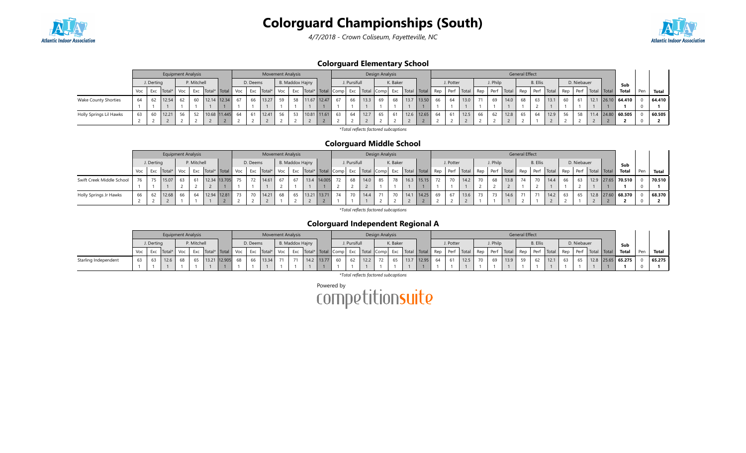# Colorguard Championships (South)

*4/7/2018 - Crown Coliseum, Fayetteville, NC*

## Colorguard Elementary School

| | Equipment Analysis | | | | | | | Movement Analysis | | | | | | | Design Analysis | | | | | | | General Effect | | | | | | | | | | | | | Sub | | |
|---|---|---|---|---|---|---|---|---|---|---|---|---|---|---|---|---|---|---|---|---|---|---|---|---|---|---|---|---|---|---|---|---|---|---|---|---|---|
| | J. Derting | | | P. Mitchell | | | | D. Deems | | | B. Maddox Hajny | | | | J. Pursifull | | | K. Baker | | | | J. Potter | | | J. Philp | | | B. Ellis | | | D. Niebauer | | | | | | |
| | Voc | Exc | Total* | Voc | Exc | Total* | Total | Voc | Exc | Total* | Voc | Exc | Total* | Total | Comp | Exc | Total | Comp | Exc | Total | Total | Rep | Perf | Total | Rep | Perf | Total | Rep | Perf | Total | Rep | Perf | Total | Total | Total | Pen | Total |
| Wake County Shorties | 64 | 62 | 12.54 | 62 | 60 | 12.14 | 12.34 | 67 | 66 | 13.27 | 59 | 58 | 11.67 | 12.47 | 67 | 66 | 13.3 | 69 | 68 | 13.7 | 13.50 | 66 | 64 | 13.0 | 71 | 69 | 14.0 | 68 | 63 | 13.1 | 60 | 61 | 12.1 | 26.10 | 64.410 | 0 | 64.410 |
| | 1 | 1 | 1 | 1 | 1 | 1 | 1 | 1 | 1 | 1 | 1 | 1 | 1 | 1 | 1 | 1 | 1 | 1 | 1 | 1 | 1 | 1 | 1 | 1 | 1 | 1 | 1 | 1 | 2 | 1 | 1 | 1 | 1 | 1 | 1 | 0 | 1 |
| Holly Springs Lil Hawks | 63 | 60 | 12.21 | 56 | 52 | 10.68 | 11.445 | 64 | 61 | 12.41 | 56 | 53 | 10.81 | 11.61 | 63 | 64 | 12.7 | 65 | 61 | 12.6 | 12.65 | 64 | 61 | 12.5 | 66 | 62 | 12.8 | 65 | 64 | 12.9 | 56 | 58 | 11.4 | 24.80 | 60.505 | 0 | 60.505 |
| | 2 | 2 | 2 | 2 | 2 | 2 | 2 | 2 | 2 | 2 | 2 | 2 | 2 | 2 | 2 | 2 | 2 | 2 | 2 | 2 | 2 | 2 | 2 | 2 | 2 | 2 | 2 | 2 | 1 | 2 | 2 | 2 | 2 | 2 | 2 | 0 | 2 |

*Total reflects factored subcaptions

## Colorguard Middle School

| | Equipment Analysis | | | | | | | Movement Analysis | | | | | | | Design Analysis | | | | | | | General Effect | | | | | | | | | | | | | Sub | | |
|---|---|---|---|---|---|---|---|---|---|---|---|---|---|---|---|---|---|---|---|---|---|---|---|---|---|---|---|---|---|---|---|---|---|---|---|---|---|
| | J. Derting | | | P. Mitchell | | | | D. Deems | | | B. Maddox Hajny | | | | J. Pursifull | | | K. Baker | | | | J. Potter | | | J. Philp | | | B. Ellis | | | D. Niebauer | | | | | | |
| | Voc | Exc | Total* | Voc | Exc | Total* | Total | Voc | Exc | Total* | Voc | Exc | Total* | Total | Comp | Exc | Total | Comp | Exc | Total | Total | Rep | Perf | Total | Rep | Perf | Total | Rep | Perf | Total | Rep | Perf | Total | Total | Total | Pen | Total |
| Swift Creek Middle School | 76 | 75 | 15.07 | 63 | 61 | 12.34 | 13.705 | 75 | 72 | 14.61 | 67 | 67 | 13.4 | 14.005 | 72 | 68 | 14.0 | 85 | 78 | 16.3 | 15.15 | 72 | 70 | 14.2 | 70 | 68 | 13.8 | 74 | 70 | 14.4 | 66 | 63 | 12.9 | 27.65 | 70.510 | 0 | 70.510 |
| | 1 | 1 | 1 | 2 | 2 | 2 | 1 | 1 | 1 | 1 | 2 | 1 | 1 | 1 | 2 | 2 | 2 | 1 | 1 | 1 | 1 | 1 | 1 | 1 | 2 | 2 | 2 | 1 | 2 | 1 | 1 | 2 | 1 | 1 | 1 | 0 | 1 |
| Holly Springs Jr Hawks | 66 | 62 | 12.68 | 66 | 64 | 12.94 | 12.81 | 73 | 70 | 14.21 | 68 | 65 | 13.21 | 13.71 | 74 | 70 | 14.4 | 71 | 70 | 14.1 | 14.25 | 69 | 67 | 13.6 | 73 | 73 | 14.6 | 71 | 71 | 14.2 | 63 | 65 | 12.8 | 27.60 | 68.370 | 0 | 68.370 |
| | 2 | 2 | 2 | 1 | 1 | 1 | 2 | 2 | 2 | 2 | 1 | 2 | 2 | 2 | 1 | 1 | 1 | 2 | 2 | 2 | 2 | 2 | 2 | 2 | 1 | 1 | 1 | 2 | 1 | 2 | 2 | 1 | 2 | 2 | 2 | 0 | 2 |

*Total reflects factored subcaptions

## Colorguard Independent Regional A

| | Equipment Analysis | | | | | | | Movement Analysis | | | | | | | Design Analysis | | | | | | | General Effect | | | | | | | | | | | | | Sub | | |
|---|---|---|---|---|---|---|---|---|---|---|---|---|---|---|---|---|---|---|---|---|---|---|---|---|---|---|---|---|---|---|---|---|---|---|---|---|---|
| | J. Derting | | | P. Mitchell | | | | D. Deems | | | B. Maddox Hajny | | | | J. Pursifull | | | K. Baker | | | | J. Potter | | | J. Philp | | | B. Ellis | | | D. Niebauer | | | | | | |
| | Voc | Exc | Total* | Voc | Exc | Total* | Total | Voc | Exc | Total* | Voc | Exc | Total* | Total | Comp | Exc | Total | Comp | Exc | Total | Total | Rep | Perf | Total | Rep | Perf | Total | Rep | Perf | Total | Rep | Perf | Total | Total | Total | Pen | Total |
| Starling Independent | 63 | 63 | 12.6 | 68 | 65 | 13.21 | 12.905 | 68 | 66 | 13.34 | 71 | 71 | 14.2 | 13.77 | 60 | 62 | 12.2 | 72 | 65 | 13.7 | 12.95 | 64 | 61 | 12.5 | 70 | 69 | 13.9 | 59 | 62 | 12.1 | 63 | 65 | 12.8 | 25.65 | 65.275 | 0 | 65.275 |
| | 1 | 1 | 1 | 1 | 1 | 1 | 1 | 1 | 1 | 1 | 1 | 1 | 1 | 1 | 1 | 1 | 1 | 1 | 1 | 1 | 1 | 1 | 1 | 1 | 1 | 1 | 1 | 1 | 1 | 1 | 1 | 1 | 1 | 1 | 1 | 0 | 1 |

*Total reflects factored subcaptions

Powered by competitionsuite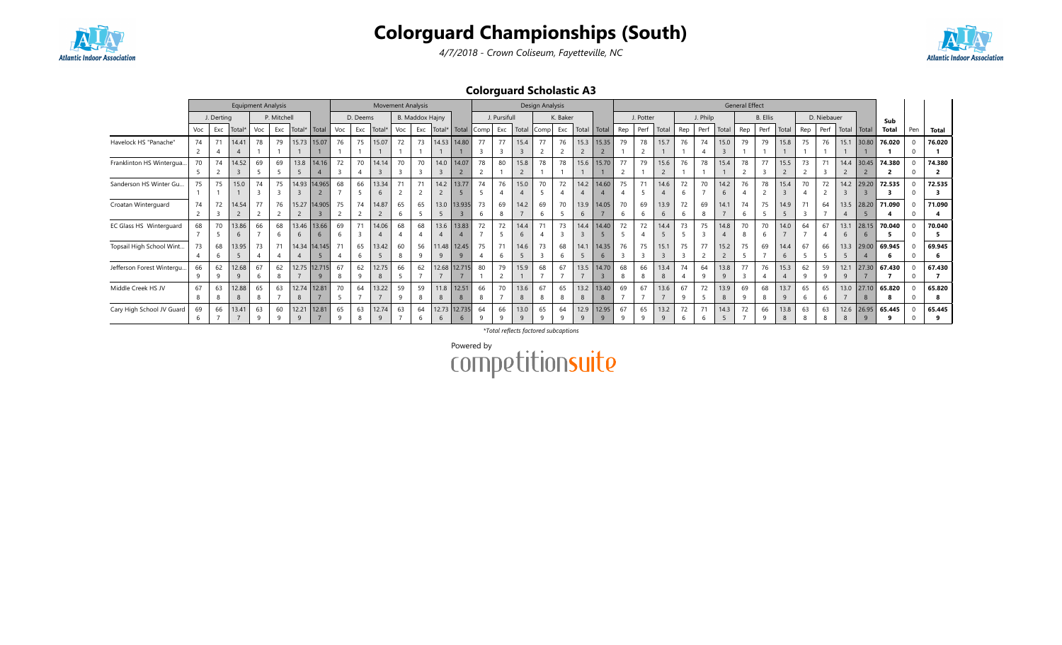# Colorguard Championships (South)

*4/7/2018 - Crown Coliseum, Fayetteville, NC*

## Colorguard Scholastic A3

| | Equipment Analysis | | | | | | | Movement Analysis | | | | | | | Design Analysis | | | | | | | General Effect | | | | | | | | | | | | | Sub | Pen | Total |
|---|---|---|---|---|---|---|---|---|---|---|---|---|---|---|---|---|---|---|---|---|---|---|---|---|---|---|---|---|---|---|---|---|---|---|---|---|---|---|
| | J. Derting | | | P. Mitchell | | | | D. Deems | | | B. Maddox Hajny | | | | J. Pursifull | | | K. Baker | | | | J. Potter | | | J. Philp | | | B. Ellis | | | D. Niebauer | | | | | | |
| | Voc | Exc | Total* | Voc | Exc | Total* | Total | Voc | Exc | Total* | Voc | Exc | Total* | Total | Comp | Exc | Total | Comp | Exc | Total | Total | Rep | Perf | Total | Rep | Perf | Total | Rep | Perf | Total | Rep | Perf | Total | Total | Total | | |
| Havelock HS "Panache" | 74 / 2 | 71 / 4 | 14.41 / 4 | 78 / 1 | 79 / 1 | 15.73 / 1 | 15.07 / 1 | 76 / 1 | 75 / 1 | 15.07 / 1 | 72 / 1 | 73 / 1 | 14.53 / 1 | 14.80 / 1 | 77 / 3 | 77 / 3 | 15.4 / 3 | 77 / 2 | 76 / 2 | 15.3 / 2 | 15.35 / 2 | 79 / 1 | 78 / 2 | 15.7 / 1 | 76 / 1 | 74 / 4 | 15.0 / 3 | 79 / 1 | 79 / 1 | 15.8 / 1 | 75 / 1 | 76 / 1 | 15.1 / 1 | 30.80 / 1 | 76.020 / 1 | 0 / 0 | 76.020 / 1 |
| Franklinton HS Wintergua... | 70 / 5 | 74 / 2 | 14.52 / 3 | 69 / 5 | 69 / 5 | 13.8 / 5 | 14.16 / 4 | 72 / 3 | 70 / 4 | 14.14 / 3 | 70 / 3 | 70 / 3 | 14.0 / 3 | 14.07 / 2 | 78 / 2 | 80 / 1 | 15.8 / 2 | 78 / 1 | 78 / 1 | 15.6 / 1 | 15.70 / 1 | 77 / 2 | 79 / 1 | 15.6 / 2 | 76 / 1 | 78 / 1 | 15.4 / 1 | 78 / 2 | 77 / 3 | 15.5 / 2 | 73 / 2 | 71 / 3 | 14.4 / 2 | 30.45 / 2 | 74.380 / 2 | 0 / 0 | 74.380 / 2 |
| Sanderson HS Winter Gu... | 75 / 1 | 75 / 1 | 15.0 / 1 | 74 / 3 | 75 / 3 | 14.93 / 3 | 14.965 / 2 | 68 / 7 | 66 / 5 | 13.34 / 6 | 71 / 2 | 71 / 2 | 14.2 / 2 | 13.77 / 5 | 74 / 5 | 76 / 4 | 15.0 / 4 | 70 / 5 | 72 / 4 | 14.2 / 4 | 14.60 / 4 | 75 / 4 | 71 / 5 | 14.6 / 4 | 72 / 6 | 70 / 7 | 14.2 / 6 | 76 / 4 | 78 / 2 | 15.4 / 3 | 70 / 4 | 72 / 2 | 14.2 / 3 | 29.20 / 3 | 72.535 / 3 | 0 / 0 | 72.535 / 3 |
| Croatan Winterguard | 74 / 2 | 72 / 3 | 14.54 / 2 | 77 / 2 | 76 / 2 | 15.27 / 2 | 14.905 / 3 | 75 / 2 | 74 / 2 | 14.87 / 2 | 65 / 6 | 65 / 5 | 13.0 / 5 | 13.935 / 3 | 73 / 6 | 69 / 8 | 14.2 / 7 | 69 / 6 | 70 / 5 | 13.9 / 6 | 14.05 / 7 | 70 / 6 | 69 / 6 | 13.9 / 6 | 72 / 6 | 69 / 8 | 14.1 / 7 | 74 / 6 | 75 / 5 | 14.9 / 5 | 71 / 3 | 64 / 7 | 13.5 / 4 | 28.20 / 5 | 71.090 / 4 | 0 / 0 | 71.090 / 4 |
| EC Glass HS Winterguard | 68 / 7 | 70 / 5 | 13.86 / 6 | 66 / 7 | 68 / 6 | 13.46 / 6 | 13.66 / 6 | 69 / 6 | 71 / 3 | 14.06 / 4 | 68 / 4 | 68 / 4 | 13.6 / 4 | 13.83 / 4 | 72 / 7 | 72 / 5 | 14.4 / 6 | 71 / 4 | 73 / 3 | 14.4 / 3 | 14.40 / 5 | 72 / 5 | 72 / 4 | 14.4 / 5 | 73 / 5 | 75 / 3 | 14.8 / 4 | 70 / 8 | 70 / 6 | 14.0 / 7 | 64 / 7 | 67 / 4 | 13.1 / 6 | 28.15 / 6 | 70.040 / 5 | 0 / 0 | 70.040 / 5 |
| Topsail High School Wint... | 73 / 4 | 68 / 6 | 13.95 / 5 | 73 / 4 | 71 / 4 | 14.34 / 4 | 14.145 / 5 | 71 / 4 | 65 / 6 | 13.42 / 5 | 60 / 8 | 56 / 9 | 11.48 / 9 | 12.45 / 9 | 75 / 4 | 71 / 6 | 14.6 / 5 | 73 / 3 | 68 / 6 | 14.1 / 5 | 14.35 / 6 | 76 / 3 | 75 / 3 | 15.1 / 3 | 75 / 3 | 77 / 2 | 15.2 / 2 | 75 / 5 | 69 / 7 | 14.4 / 6 | 67 / 5 | 66 / 5 | 13.3 / 5 | 29.00 / 4 | 69.945 / 6 | 0 / 0 | 69.945 / 6 |
| Jefferson Forest Wintergu... | 66 / 9 | 62 / 9 | 12.68 / 9 | 67 / 6 | 62 / 8 | 12.75 / 7 | 12.715 / 9 | 67 / 8 | 62 / 9 | 12.75 / 8 | 66 / 5 | 62 / 7 | 12.68 / 7 | 12.715 / 7 | 80 / 1 | 79 / 2 | 15.9 / 1 | 68 / 7 | 67 / 7 | 13.5 / 7 | 14.70 / 3 | 68 / 8 | 66 / 8 | 13.4 / 8 | 74 / 4 | 64 / 9 | 13.8 / 9 | 77 / 3 | 76 / 4 | 15.3 / 4 | 62 / 9 | 59 / 9 | 12.1 / 9 | 27.30 / 7 | 67.430 / 7 | 0 / 0 | 67.430 / 7 |
| Middle Creek HS JV | 67 / 8 | 63 / 8 | 12.88 / 8 | 65 / 8 | 63 / 7 | 12.74 / 8 | 12.81 / 7 | 70 / 5 | 64 / 7 | 13.22 / 7 | 59 / 9 | 59 / 8 | 11.8 / 8 | 12.51 / 8 | 66 / 8 | 70 / 7 | 13.6 / 8 | 67 / 8 | 65 / 8 | 13.2 / 8 | 13.40 / 8 | 69 / 7 | 67 / 7 | 13.6 / 7 | 67 / 9 | 72 / 5 | 13.9 / 8 | 69 / 9 | 68 / 8 | 13.7 / 9 | 65 / 6 | 65 / 6 | 13.0 / 7 | 27.10 / 8 | 65.820 / 8 | 0 / 0 | 65.820 / 8 |
| Cary High School JV Guard | 69 / 6 | 66 / 7 | 13.41 / 7 | 63 / 9 | 60 / 9 | 12.21 / 9 | 12.81 / 7 | 65 / 9 | 63 / 8 | 12.74 / 9 | 63 / 7 | 64 / 6 | 12.73 / 6 | 12.735 / 6 | 64 / 9 | 66 / 9 | 13.0 / 9 | 65 / 9 | 64 / 9 | 12.9 / 9 | 12.95 / 9 | 67 / 9 | 65 / 9 | 13.2 / 9 | 72 / 6 | 71 / 6 | 14.3 / 5 | 72 / 7 | 66 / 9 | 13.8 / 8 | 63 / 8 | 63 / 8 | 12.6 / 8 | 26.95 / 9 | 65.445 / 9 | 0 / 0 | 65.445 / 9 |

*\*Total reflects factored subcaptions*

Powered by competitionsuite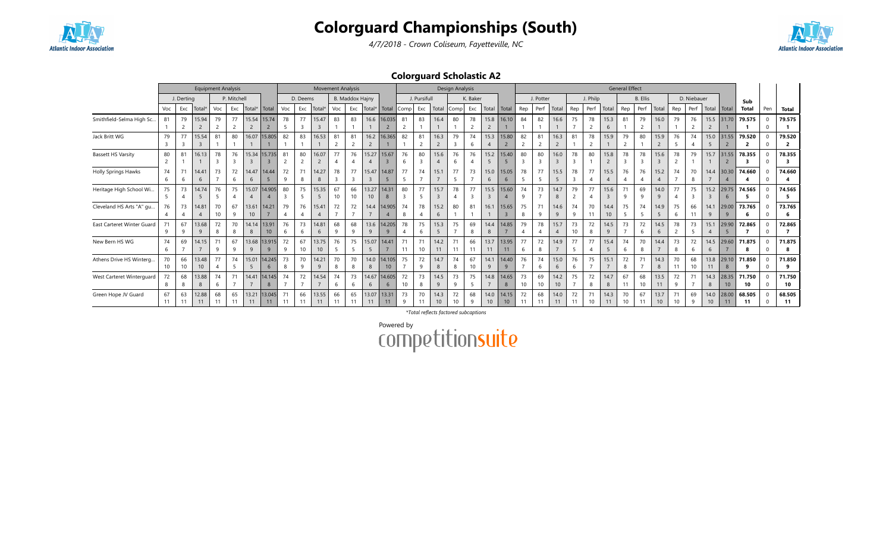# Colorguard Championships (South)

*4/7/2018 - Crown Coliseum, Fayetteville, NC*

## Colorguard Scholastic A2

| | Equipment Analysis | | | | | | | Movement Analysis | | | | | | | Design Analysis | | | | | | | General Effect | | | | | | | | | | | | | | |
|---|---|---|---|---|---|---|---|---|---|---|---|---|---|---|---|---|---|---|---|---|---|---|---|---|---|---|---|---|---|---|---|---|---|---|---|---|
| | J. Derting | | | P. Mitchell | | | | D. Deems | | | B. Maddox Hajny | | | | J. Pursifull | | | K. Baker | | | | J. Potter | | | J. Philp | | | B. Ellis | | | D. Niebauer | | | | Sub | | |
| | Voc | Exc | Total* | Voc | Exc | Total* | Total | Voc | Exc | Total* | Voc | Exc | Total* | Total | Comp | Exc | Total | Comp | Exc | Total | Total | Rep | Perf | Total | Rep | Perf | Total | Rep | Perf | Total | Rep | Perf | Total | Total | Total | Pen | Total |
| Smithfield-Selma High Sc... | 81 / 1 | 79 / 2 | 15.94 / 2 | 79 / 2 | 77 / 2 | 15.54 / 2 | 15.74 / 2 | 78 / 5 | 77 / 3 | 15.47 / 3 | 83 / 1 | 83 / 1 | 16.6 / 1 | 16.035 / 2 | 81 / 2 | 83 / 1 | 16.4 / 1 | 80 / 1 | 78 / 2 | 15.8 / 2 | 16.10 / 1 | 84 / 1 | 82 / 1 | 16.6 / 1 | 75 / 7 | 78 / 2 | 15.3 / 6 | 81 / 1 | 79 / 2 | 16.0 / 1 | 79 / 1 | 76 / 2 | 15.5 / 2 | 31.70 / 1 | 79.575 / 1 | 0 / 0 | 79.575 / 1 |
| Jack Britt WG | 79 / 3 | 77 / 3 | 15.54 / 3 | 81 / 1 | 80 / 1 | 16.07 / 1 | 15.805 / 1 | 82 / 1 | 83 / 1 | 16.53 / 1 | 81 / 2 | 81 / 2 | 16.2 / 2 | 16.365 / 1 | 82 / 1 | 81 / 2 | 16.3 / 2 | 79 / 3 | 74 / 6 | 15.3 / 4 | 15.80 / 2 | 82 / 2 | 81 / 2 | 16.3 / 2 | 81 / 1 | 78 / 2 | 15.9 / 1 | 79 / 2 | 80 / 1 | 15.9 / 2 | 76 / 5 | 74 / 4 | 15.0 / 5 | 31.55 / 2 | 79.520 / 2 | 0 / 0 | 79.520 / 2 |
| Bassett HS Varsity | 80 / 2 | 81 / 1 | 16.13 / 1 | 78 / 3 | 76 / 3 | 15.34 / 3 | 15.735 / 3 | 81 / 2 | 80 / 2 | 16.07 / 2 | 77 / 4 | 76 / 4 | 15.27 / 4 | 15.67 / 3 | 76 / 6 | 80 / 3 | 15.6 / 4 | 76 / 6 | 76 / 4 | 15.2 / 5 | 15.40 / 5 | 80 / 3 | 80 / 3 | 16.0 / 3 | 78 / 3 | 80 / 1 | 15.8 / 2 | 78 / 3 | 78 / 3 | 15.6 / 3 | 78 / 2 | 79 / 1 | 15.7 / 1 | 31.55 / 2 | 78.355 / 3 | 0 / 0 | 78.355 / 3 |
| Holly Springs Hawks | 74 / 6 | 71 / 6 | 14.41 / 6 | 73 / 7 | 72 / 6 | 14.47 / 6 | 14.44 / 5 | 72 / 9 | 71 / 8 | 14.27 / 8 | 78 / 3 | 77 / 3 | 15.47 / 3 | 14.87 / 5 | 77 / 5 | 74 / 7 | 15.1 / 7 | 77 / 5 | 73 / 7 | 15.0 / 6 | 15.05 / 6 | 78 / 5 | 77 / 5 | 15.5 / 5 | 78 / 3 | 77 / 4 | 15.5 / 4 | 76 / 4 | 76 / 4 | 15.2 / 4 | 74 / 7 | 70 / 8 | 14.4 / 7 | 30.30 / 4 | 74.660 / 4 | 0 / 0 | 74.660 / 4 |
| Heritage High School Wi... | 75 / 5 | 73 / 4 | 14.74 / 5 | 76 / 5 | 75 / 4 | 15.07 / 4 | 14.905 / 4 | 80 / 3 | 75 / 5 | 15.35 / 5 | 67 / 10 | 66 / 10 | 13.27 / 10 | 14.31 / 8 | 80 / 3 | 77 / 5 | 15.7 / 3 | 78 / 4 | 77 / 3 | 15.5 / 3 | 15.60 / 4 | 74 / 9 | 73 / 7 | 14.7 / 8 | 79 / 2 | 77 / 4 | 15.6 / 3 | 71 / 9 | 69 / 9 | 14.0 / 9 | 77 / 4 | 75 / 3 | 15.2 / 3 | 29.75 / 6 | 74.565 / 5 | 0 / 0 | 74.565 / 5 |
| Cleveland HS Arts "A" gu... | 76 / 4 | 73 / 4 | 14.81 / 4 | 70 / 10 | 67 / 9 | 13.61 / 10 | 14.21 / 7 | 79 / 4 | 76 / 4 | 15.41 / 4 | 72 / 7 | 72 / 7 | 14.4 / 7 | 14.905 / 4 | 74 / 8 | 78 / 4 | 15.2 / 6 | 80 / 1 | 81 / 1 | 16.1 / 1 | 15.65 / 3 | 75 / 8 | 71 / 9 | 14.6 / 9 | 74 / 9 | 70 / 11 | 14.4 / 10 | 75 / 5 | 74 / 5 | 14.9 / 5 | 75 / 6 | 66 / 11 | 14.1 / 9 | 29.00 / 9 | 73.765 / 6 | 0 / 0 | 73.765 / 6 |
| East Carteret Winter Guard | 71 / 9 | 67 / 9 | 13.68 / 9 | 72 / 8 | 70 / 8 | 14.14 / 8 | 13.91 / 10 | 76 / 6 | 73 / 6 | 14.81 / 6 | 68 / 9 | 68 / 9 | 13.6 / 9 | 14.205 / 9 | 78 / 4 | 75 / 6 | 15.3 / 5 | 75 / 7 | 69 / 8 | 14.4 / 8 | 14.85 / 7 | 79 / 4 | 78 / 4 | 15.7 / 4 | 73 / 10 | 72 / 8 | 14.5 / 9 | 73 / 7 | 72 / 6 | 14.5 / 6 | 78 / 2 | 73 / 5 | 15.1 / 4 | 29.90 / 5 | 72.865 / 7 | 0 / 0 | 72.865 / 7 |
| New Bern HS WG | 74 / 6 | 69 / 7 | 14.15 / 7 | 71 / 9 | 67 / 9 | 13.68 / 9 | 13.915 / 9 | 72 / 9 | 67 / 10 | 13.75 / 10 | 76 / 5 | 75 / 5 | 15.07 / 5 | 14.41 / 7 | 71 / 11 | 71 / 10 | 14.2 / 11 | 71 / 11 | 66 / 11 | 13.7 / 11 | 13.95 / 11 | 77 / 6 | 72 / 8 | 14.9 / 7 | 77 / 5 | 77 / 4 | 15.4 / 5 | 74 / 6 | 70 / 8 | 14.4 / 7 | 73 / 8 | 72 / 6 | 14.5 / 6 | 29.60 / 7 | 71.875 / 8 | 0 / 0 | 71.875 / 8 |
| Athens Drive HS Winterg... | 70 / 10 | 66 / 10 | 13.48 / 10 | 77 / 4 | 74 / 5 | 15.01 / 5 | 14.245 / 6 | 73 / 8 | 70 / 9 | 14.21 / 9 | 70 / 8 | 70 / 8 | 14.0 / 8 | 14.105 / 10 | 75 / 7 | 72 / 9 | 14.7 / 8 | 74 / 8 | 67 / 10 | 14.1 / 9 | 14.40 / 9 | 76 / 7 | 74 / 6 | 15.0 / 6 | 76 / 6 | 75 / 7 | 15.1 / 7 | 72 / 8 | 71 / 7 | 14.3 / 8 | 70 / 11 | 68 / 10 | 13.8 / 11 | 29.10 / 8 | 71.850 / 9 | 0 / 0 | 71.850 / 9 |
| West Carteret Winterguard | 72 / 8 | 68 / 8 | 13.88 / 8 | 74 / 6 | 71 / 7 | 14.41 / 7 | 14.145 / 8 | 74 / 7 | 72 / 7 | 14.54 / 7 | 74 / 6 | 73 / 6 | 14.67 / 6 | 14.605 / 6 | 72 / 10 | 73 / 8 | 14.5 / 9 | 73 / 9 | 75 / 5 | 14.8 / 7 | 14.65 / 8 | 73 / 10 | 69 / 10 | 14.2 / 10 | 75 / 7 | 72 / 8 | 14.7 / 8 | 67 / 11 | 68 / 10 | 13.5 / 11 | 72 / 9 | 71 / 7 | 14.3 / 8 | 28.35 / 10 | 71.750 / 10 | 0 / 0 | 71.750 / 10 |
| Green Hope JV Guard | 67 / 11 | 63 / 11 | 12.88 / 11 | 68 / 11 | 65 / 11 | 13.21 / 11 | 13.045 / 11 | 71 / 11 | 66 / 11 | 13.55 / 11 | 66 / 11 | 65 / 11 | 13.07 / 11 | 13.31 / 11 | 73 / 9 | 70 / 11 | 14.3 / 10 | 72 / 10 | 68 / 9 | 14.0 / 10 | 14.15 / 10 | 72 / 11 | 68 / 11 | 14.0 / 11 | 72 / 11 | 71 / 10 | 14.3 / 11 | 70 / 10 | 67 / 11 | 13.7 / 10 | 71 / 10 | 69 / 9 | 14.0 / 10 | 28.00 / 11 | 68.505 / 11 | 0 / 0 | 68.505 / 11 |

*Total reflects factored subcaptions

Powered by competitionsuite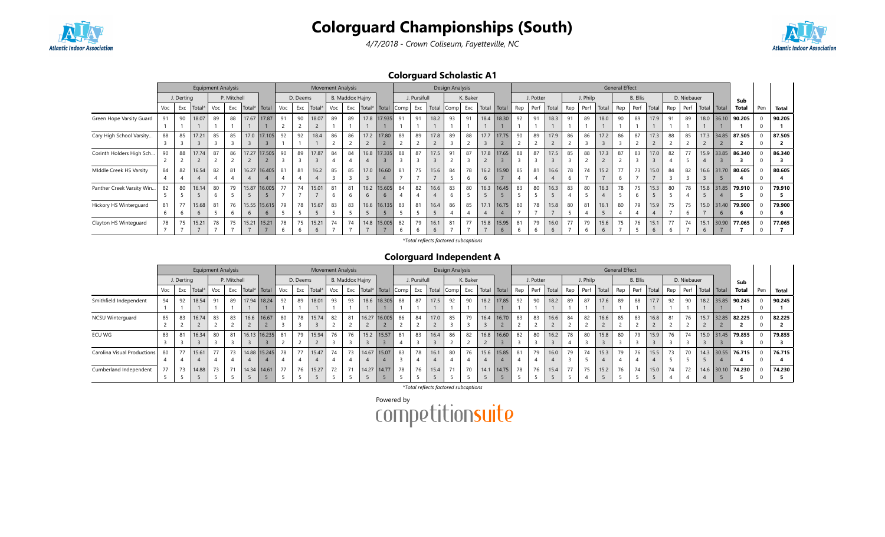# Colorguard Championships (South)

*4/7/2018 - Crown Coliseum, Fayetteville, NC*

## Colorguard Scholastic A1

| | Equipment Analysis | | | | | | | Movement Analysis | | | | | | | Design Analysis | | | | | | | General Effect | | | | | | | | | | | | | | Sub | | |
|---|---|---|---|---|---|---|---|---|---|---|---|---|---|---|---|---|---|---|---|---|---|---|---|---|---|---|---|---|---|---|---|---|---|---|---|---|---|---|
| | J. Derting | | | P. Mitchell | | | | D. Deems | | | B. Maddox Hajny | | | | J. Pursifull | | | K. Baker | | | | J. Potter | | | J. Philp | | | B. Ellis | | | D. Niebauer | | | | | | |
| | Voc | Exc | Total* | Voc | Exc | Total* | Total | Voc | Exc | Total* | Voc | Exc | Total* | Total | Comp | Exc | Total | Comp | Exc | Total | Total | Rep | Perf | Total | Rep | Perf | Total | Rep | Perf | Total | Rep | Perf | Total | Total | Total | Pen | Total |
| Green Hope Varsity Guard | 91 / 1 | 90 / 1 | 18.07 / 1 | 89 / 1 | 88 / 1 | 17.67 / 1 | 17.87 / 1 | 91 / 2 | 90 / 2 | 18.07 / 2 | 89 / 1 | 89 / 1 | 17.8 / 1 | 17.935 / 1 | 91 / 1 | 91 / 1 | 18.2 / 1 | 93 / 1 | 91 / 1 | 18.4 / 1 | 18.30 / 1 | 92 / 1 | 91 / 1 | 18.3 / 1 | 91 / 1 | 89 / 1 | 18.0 / 1 | 90 / 1 | 89 / 1 | 17.9 / 1 | 91 / 1 | 89 / 1 | 18.0 / 1 | 36.10 / 1 | 90.205 / 1 | 0 / 0 | 90.205 / 1 |
| Cary High School Varsity... | 88 / 3 | 85 / 3 | 17.21 / 3 | 85 / 3 | 85 / 3 | 17.0 / 3 | 17.105 / 3 | 92 / 1 | 92 / 1 | 18.4 / 1 | 86 / 2 | 86 / 2 | 17.2 / 2 | 17.80 / 2 | 89 / 2 | 89 / 2 | 17.8 / 2 | 89 / 3 | 88 / 2 | 17.7 / 3 | 17.75 / 2 | 90 / 2 | 89 / 2 | 17.9 / 2 | 86 / 2 | 86 / 3 | 17.2 / 3 | 86 / 3 | 87 / 2 | 17.3 / 2 | 88 / 2 | 85 / 2 | 17.3 / 2 | 34.85 / 2 | 87.505 / 2 | 0 / 0 | 87.505 / 2 |
| Corinth Holders High Sch... | 90 / 2 | 88 / 2 | 17.74 / 2 | 87 / 2 | 86 / 2 | 17.27 / 2 | 17.505 / 2 | 90 / 3 | 89 / 3 | 17.87 / 3 | 84 / 4 | 84 / 4 | 16.8 / 4 | 17.335 / 3 | 88 / 3 | 87 / 3 | 17.5 / 3 | 91 / 2 | 87 / 3 | 17.8 / 2 | 17.65 / 3 | 88 / 3 | 87 / 3 | 17.5 / 3 | 85 / 3 | 88 / 2 | 17.3 / 2 | 87 / 2 | 83 / 3 | 17.0 / 3 | 82 / 4 | 77 / 5 | 15.9 / 4 | 33.85 / 3 | 86.340 / 3 | 0 / 0 | 86.340 / 3 |
| MIddle Creek HS Varsity | 84 / 4 | 82 / 4 | 16.54 / 4 | 82 / 4 | 81 / 4 | 16.27 / 4 | 16.405 / 4 | 81 / 4 | 81 / 4 | 16.2 / 4 | 85 / 3 | 85 / 3 | 17.0 / 3 | 16.60 / 4 | 81 / 7 | 75 / 7 | 15.6 / 7 | 84 / 5 | 78 / 6 | 16.2 / 6 | 15.90 / 7 | 85 / 4 | 81 / 4 | 16.6 / 4 | 78 / 6 | 74 / 7 | 15.2 / 7 | 77 / 6 | 73 / 7 | 15.0 / 7 | 84 / 3 | 82 / 3 | 16.6 / 3 | 31.70 / 5 | 80.605 / 4 | 0 / 0 | 80.605 / 4 |
| Panther Creek Varsity Win... | 82 / 5 | 80 / 5 | 16.14 / 5 | 80 / 6 | 79 / 5 | 15.87 / 5 | 16.005 / 5 | 77 / 7 | 74 / 7 | 15.01 / 7 | 81 / 6 | 81 / 6 | 16.2 / 6 | 15.605 / 6 | 84 / 4 | 82 / 4 | 16.6 / 4 | 83 / 6 | 80 / 5 | 16.3 / 5 | 16.45 / 5 | 83 / 5 | 80 / 5 | 16.3 / 5 | 83 / 4 | 80 / 5 | 16.3 / 4 | 78 / 5 | 75 / 6 | 15.3 / 5 | 80 / 5 | 78 / 4 | 15.8 / 5 | 31.85 / 4 | 79.910 / 5 | 0 / 0 | 79.910 / 5 |
| Hickory HS Winterguard | 81 / 6 | 77 / 6 | 15.68 / 6 | 81 / 5 | 76 / 6 | 15.55 / 6 | 15.615 / 6 | 79 / 5 | 78 / 5 | 15.67 / 5 | 83 / 5 | 83 / 5 | 16.6 / 5 | 16.135 / 5 | 83 / 5 | 81 / 5 | 16.4 / 5 | 86 / 4 | 85 / 4 | 17.1 / 4 | 16.75 / 4 | 80 / 7 | 78 / 7 | 15.8 / 7 | 80 / 5 | 81 / 4 | 16.1 / 5 | 80 / 4 | 79 / 4 | 15.9 / 4 | 75 / 7 | 75 / 6 | 15.0 / 7 | 31.40 / 6 | 79.900 / 6 | 0 / 0 | 79.900 / 6 |
| Clayton HS Winteguard | 78 / 7 | 75 / 7 | 15.21 / 7 | 78 / 7 | 75 / 7 | 15.21 / 7 | 15.21 / 7 | 78 / 6 | 75 / 6 | 15.21 / 6 | 74 / 7 | 74 / 7 | 14.8 / 7 | 15.005 / 7 | 82 / 6 | 79 / 6 | 16.1 / 6 | 81 / 7 | 77 / 7 | 15.8 / 7 | 15.95 / 6 | 81 / 6 | 79 / 6 | 16.0 / 6 | 77 / 7 | 79 / 6 | 15.6 / 6 | 75 / 7 | 76 / 5 | 15.1 / 6 | 77 / 6 | 74 / 7 | 15.1 / 6 | 30.90 / 7 | 77.065 / 7 | 0 / 0 | 77.065 / 7 |

*Total reflects factored subcaptions

## Colorguard Independent A

| | Equipment Analysis | | | | | | | Movement Analysis | | | | | | | Design Analysis | | | | | | | General Effect | | | | | | | | | | | | | | Sub | | |
|---|---|---|---|---|---|---|---|---|---|---|---|---|---|---|---|---|---|---|---|---|---|---|---|---|---|---|---|---|---|---|---|---|---|---|---|---|---|---|
| | J. Derting | | | P. Mitchell | | | | D. Deems | | | B. Maddox Hajny | | | | J. Pursifull | | | K. Baker | | | | J. Potter | | | J. Philp | | | B. Ellis | | | D. Niebauer | | | | | | |
| | Voc | Exc | Total* | Voc | Exc | Total* | Total | Voc | Exc | Total* | Voc | Exc | Total* | Total | Comp | Exc | Total | Comp | Exc | Total | Total | Rep | Perf | Total | Rep | Perf | Total | Rep | Perf | Total | Rep | Perf | Total | Total | Total | Pen | Total |
| Smithfield Independent | 94 / 1 | 92 / 1 | 18.54 / 1 | 91 / 1 | 89 / 1 | 17.94 / 1 | 18.24 / 1 | 92 / 1 | 89 / 1 | 18.01 / 1 | 93 / 1 | 93 / 1 | 18.6 / 1 | 18.305 / 1 | 88 / 1 | 87 / 1 | 17.5 / 1 | 92 / 1 | 90 / 1 | 18.2 / 1 | 17.85 / 1 | 92 / 1 | 90 / 1 | 18.2 / 1 | 89 / 1 | 87 / 1 | 17.6 / 1 | 89 / 1 | 88 / 1 | 17.7 / 1 | 92 / 1 | 90 / 1 | 18.2 / 1 | 35.85 / 1 | 90.245 / 1 | 0 / 0 | 90.245 / 1 |
| NCSU Winterguard | 85 / 2 | 83 / 2 | 16.74 / 2 | 83 / 2 | 83 / 2 | 16.6 / 2 | 16.67 / 2 | 80 / 3 | 78 / 3 | 15.74 / 3 | 82 / 2 | 81 / 2 | 16.27 / 2 | 16.005 / 2 | 86 / 2 | 84 / 2 | 17.0 / 2 | 85 / 3 | 79 / 3 | 16.4 / 3 | 16.70 / 2 | 83 / 2 | 83 / 2 | 16.6 / 2 | 84 / 2 | 82 / 2 | 16.6 / 2 | 85 / 2 | 83 / 2 | 16.8 / 2 | 81 / 2 | 76 / 2 | 15.7 / 2 | 32.85 / 2 | 82.225 / 2 | 0 / 0 | 82.225 / 2 |
| ECU WG | 83 / 3 | 81 / 3 | 16.34 / 3 | 80 / 3 | 81 / 3 | 16.13 / 3 | 16.235 / 3 | 81 / 2 | 79 / 2 | 15.94 / 2 | 76 / 3 | 76 / 3 | 15.2 / 3 | 15.57 / 3 | 81 / 4 | 83 / 3 | 16.4 / 3 | 86 / 2 | 82 / 2 | 16.8 / 2 | 16.60 / 3 | 82 / 3 | 80 / 3 | 16.2 / 3 | 78 / 4 | 80 / 3 | 15.8 / 3 | 80 / 3 | 79 / 3 | 15.9 / 3 | 76 / 3 | 74 / 3 | 15.0 / 3 | 31.45 / 3 | 79.855 / 3 | 0 / 0 | 79.855 / 3 |
| Carolina Visual Productions | 80 / 4 | 77 / 4 | 15.61 / 4 | 77 / 4 | 73 / 4 | 14.88 / 4 | 15.245 / 4 | 78 / 4 | 77 / 4 | 15.47 / 4 | 74 / 4 | 73 / 4 | 14.67 / 4 | 15.07 / 4 | 83 / 3 | 78 / 4 | 16.1 / 4 | 80 / 4 | 76 / 4 | 15.6 / 4 | 15.85 / 4 | 81 / 4 | 79 / 4 | 16.0 / 4 | 79 / 3 | 74 / 5 | 15.3 / 4 | 79 / 4 | 76 / 4 | 15.5 / 4 | 73 / 5 | 70 / 5 | 14.3 / 5 | 30.55 / 4 | 76.715 / 4 | 0 / 0 | 76.715 / 4 |
| Cumberland Independent | 77 / 5 | 73 / 5 | 14.88 / 5 | 73 / 5 | 71 / 5 | 14.34 / 5 | 14.61 / 5 | 77 / 5 | 76 / 5 | 15.27 / 5 | 72 / 5 | 71 / 5 | 14.27 / 5 | 14.77 / 5 | 78 / 5 | 76 / 5 | 15.4 / 5 | 71 / 5 | 70 / 5 | 14.1 / 5 | 14.75 / 5 | 78 / 5 | 76 / 5 | 15.4 / 5 | 77 / 5 | 75 / 4 | 15.2 / 5 | 76 / 5 | 74 / 5 | 15.0 / 5 | 74 / 4 | 72 / 4 | 14.6 / 4 | 30.10 / 5 | 74.230 / 5 | 0 / 0 | 74.230 / 5 |

*Total reflects factored subcaptions

Powered by competitionsuite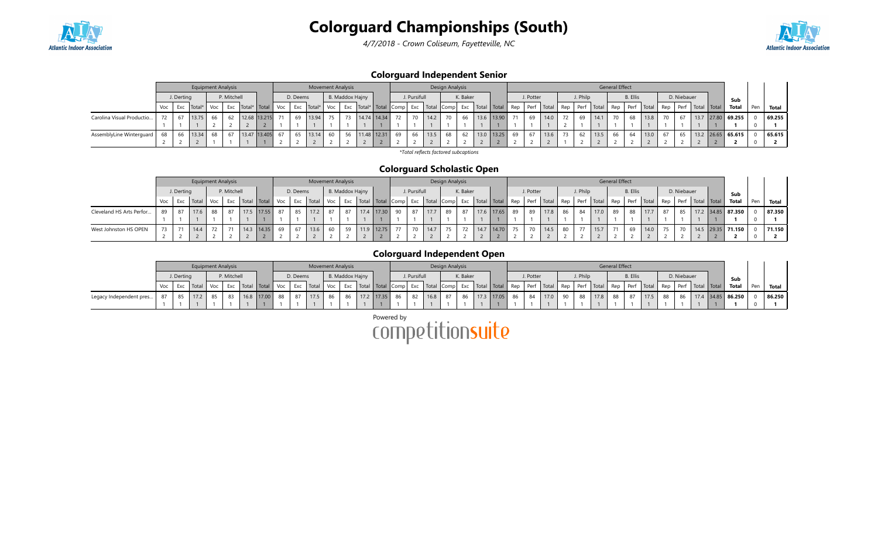# Colorguard Championships (South)

*4/7/2018 - Crown Coliseum, Fayetteville, NC*

## Colorguard Independent Senior

| | Equipment Analysis | | | | | | | Movement Analysis | | | | | | | Design Analysis | | | | | | | General Effect | | | | | | | | | | | | | | | |
|---|---|---|---|---|---|---|---|---|---|---|---|---|---|---|---|---|---|---|---|---|---|---|---|---|---|---|---|---|---|---|---|---|---|---|---|---|---|
| | J. Derting | | | P. Mitchell | | | | D. Deems | | | B. Maddox Hajny | | | | J. Pursifull | | | K. Baker | | | | J. Potter | | | J. Philp | | | B. Ellis | | | D. Niebauer | | | | Sub | | |
| | Voc | Exc | Total* | Voc | Exc | Total* | Total | Voc | Exc | Total* | Voc | Exc | Total* | Total | Comp | Exc | Total | Comp | Exc | Total | Total | Rep | Perf | Total | Rep | Perf | Total | Rep | Perf | Total | Rep | Perf | Total | Total | Total | Pen | Total |
| Carolina Visual Productio... | 72 | 67 | 13.75 | 66 | 62 | 12.68 | 13.215 | 71 | 69 | 13.94 | 75 | 73 | 14.74 | 14.34 | 72 | 70 | 14.2 | 70 | 66 | 13.6 | 13.90 | 71 | 69 | 14.0 | 72 | 69 | 14.1 | 70 | 68 | 13.8 | 70 | 67 | 13.7 | 27.80 | 69.255 | 0 | 69.255 |
| | 1 | 1 | 1 | 2 | 2 | 2 | 2 | 1 | 1 | 1 | 1 | 1 | 1 | 1 | 1 | 1 | 1 | 1 | 1 | 1 | 1 | 1 | 1 | 1 | 2 | 1 | 1 | 1 | 1 | 1 | 1 | 1 | 1 | 1 | 1 | 0 | 1 |
| AssemblyLine Winterguard | 68 | 66 | 13.34 | 68 | 67 | 13.47 | 13.405 | 67 | 65 | 13.14 | 60 | 56 | 11.48 | 12.31 | 69 | 66 | 13.5 | 68 | 62 | 13.0 | 13.25 | 69 | 67 | 13.6 | 73 | 62 | 13.5 | 66 | 64 | 13.0 | 67 | 65 | 13.2 | 26.65 | 65.615 | 0 | 65.615 |
| | 2 | 2 | 2 | 1 | 1 | 1 | 1 | 2 | 2 | 2 | 2 | 2 | 2 | 2 | 2 | 2 | 2 | 2 | 2 | 2 | 2 | 2 | 2 | 2 | 1 | 2 | 2 | 2 | 2 | 2 | 2 | 2 | 2 | 2 | 2 | 0 | 2 |

*Total reflects factored subcaptions

## Colorguard Scholastic Open

| | Equipment Analysis | | | | | | | Movement Analysis | | | | | | | Design Analysis | | | | | | | General Effect | | | | | | | | | | | | | | | |
|---|---|---|---|---|---|---|---|---|---|---|---|---|---|---|---|---|---|---|---|---|---|---|---|---|---|---|---|---|---|---|---|---|---|---|---|---|---|
| | J. Derting | | | P. Mitchell | | | | D. Deems | | | B. Maddox Hajny | | | | J. Pursifull | | | K. Baker | | | | J. Potter | | | J. Philp | | | B. Ellis | | | D. Niebauer | | | | Sub | | |
| | Voc | Exc | Total | Voc | Exc | Total | Total | Voc | Exc | Total | Voc | Exc | Total | Total | Comp | Exc | Total | Comp | Exc | Total | Total | Rep | Perf | Total | Rep | Perf | Total | Rep | Perf | Total | Rep | Perf | Total | Total | Total | Pen | Total |
| Cleveland HS Arts Perfor... | 89 | 87 | 17.6 | 88 | 87 | 17.5 | 17.55 | 87 | 85 | 17.2 | 87 | 87 | 17.4 | 17.30 | 90 | 87 | 17.7 | 89 | 87 | 17.6 | 17.65 | 89 | 89 | 17.8 | 86 | 84 | 17.0 | 89 | 88 | 17.7 | 87 | 85 | 17.2 | 34.85 | 87.350 | 0 | 87.350 |
| | 1 | 1 | 1 | 1 | 1 | 1 | 1 | 1 | 1 | 1 | 1 | 1 | 1 | 1 | 1 | 1 | 1 | 1 | 1 | 1 | 1 | 1 | 1 | 1 | 1 | 1 | 1 | 1 | 1 | 1 | 1 | 1 | 1 | 1 | 1 | 0 | 1 |
| West Johnston HS OPEN | 73 | 71 | 14.4 | 72 | 71 | 14.3 | 14.35 | 69 | 67 | 13.6 | 60 | 59 | 11.9 | 12.75 | 77 | 70 | 14.7 | 75 | 72 | 14.7 | 14.70 | 75 | 70 | 14.5 | 80 | 77 | 15.7 | 71 | 69 | 14.0 | 75 | 70 | 14.5 | 29.35 | 71.150 | 0 | 71.150 |
| | 2 | 2 | 2 | 2 | 2 | 2 | 2 | 2 | 2 | 2 | 2 | 2 | 2 | 2 | 2 | 2 | 2 | 2 | 2 | 2 | 2 | 2 | 2 | 2 | 2 | 2 | 2 | 2 | 2 | 2 | 2 | 2 | 2 | 2 | 2 | 0 | 2 |

## Colorguard Independent Open

| | Equipment Analysis | | | | | | | Movement Analysis | | | | | | | Design Analysis | | | | | | | General Effect | | | | | | | | | | | | | | | |
|---|---|---|---|---|---|---|---|---|---|---|---|---|---|---|---|---|---|---|---|---|---|---|---|---|---|---|---|---|---|---|---|---|---|---|---|---|---|
| | J. Derting | | | P. Mitchell | | | | D. Deems | | | B. Maddox Hajny | | | | J. Pursifull | | | K. Baker | | | | J. Potter | | | J. Philp | | | B. Ellis | | | D. Niebauer | | | | Sub | | |
| | Voc | Exc | Total | Voc | Exc | Total | Total | Voc | Exc | Total | Voc | Exc | Total | Total | Comp | Exc | Total | Comp | Exc | Total | Total | Rep | Perf | Total | Rep | Perf | Total | Rep | Perf | Total | Rep | Perf | Total | Total | Total | Pen | Total |
| Legacy Independent pres... | 87 | 85 | 17.2 | 85 | 83 | 16.8 | 17.00 | 88 | 87 | 17.5 | 86 | 86 | 17.2 | 17.35 | 86 | 82 | 16.8 | 87 | 86 | 17.3 | 17.05 | 86 | 84 | 17.0 | 90 | 88 | 17.8 | 88 | 87 | 17.5 | 88 | 86 | 17.4 | 34.85 | 86.250 | 0 | 86.250 |
| | 1 | 1 | 1 | 1 | 1 | 1 | 1 | 1 | 1 | 1 | 1 | 1 | 1 | 1 | 1 | 1 | 1 | 1 | 1 | 1 | 1 | 1 | 1 | 1 | 1 | 1 | 1 | 1 | 1 | 1 | 1 | 1 | 1 | 1 | 1 | 0 | 1 |

Powered by competitionsuite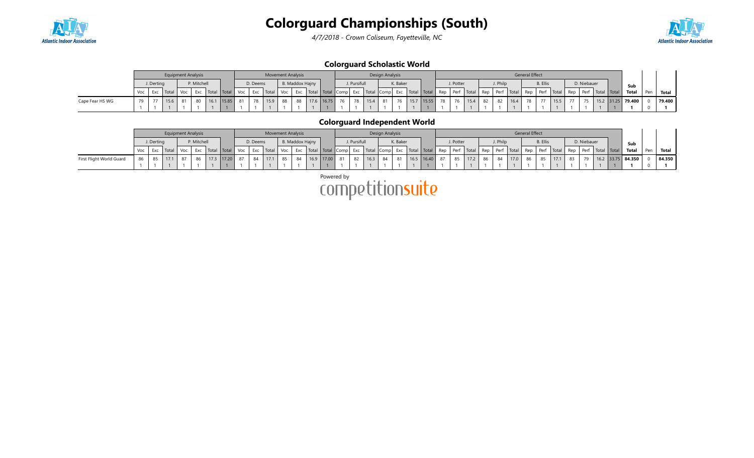# Colorguard Championships (South)

*4/7/2018 - Crown Coliseum, Fayetteville, NC*

## Colorguard Scholastic World

| | Equipment Analysis | | | | | | | Movement Analysis | | | | | | | Design Analysis | | | | | | | General Effect | | | | | | | | | | | | | | | |
|---|---|---|---|---|---|---|---|---|---|---|---|---|---|---|---|---|---|---|---|---|---|---|---|---|---|---|---|---|---|---|---|---|---|---|---|---|---|
| | J. Derting | | | P. Mitchell | | | | D. Deems | | | B. Maddox Hajny | | | | J. Pursifull | | | K. Baker | | | | J. Potter | | | J. Philp | | | B. Ellis | | | D. Niebauer | | | | Sub | | |
| | Voc | Exc | Total | Voc | Exc | Total | Total | Voc | Exc | Total | Voc | Exc | Total | Total | Comp | Exc | Total | Comp | Exc | Total | Total | Rep | Perf | Total | Rep | Perf | Total | Rep | Perf | Total | Rep | Perf | Total | Total | Total | Pen | Total |
| Cape Fear HS WG | 79 | 77 | 15.6 | 81 | 80 | 16.1 | 15.85 | 81 | 78 | 15.9 | 88 | 88 | 17.6 | 16.75 | 76 | 78 | 15.4 | 81 | 76 | 15.7 | 15.55 | 78 | 76 | 15.4 | 82 | 82 | 16.4 | 78 | 77 | 15.5 | 77 | 75 | 15.2 | 31.25 | 79.400 | 0 | 79.400 |
| | 1 | 1 | 1 | 1 | 1 | 1 | 1 | 1 | 1 | 1 | 1 | 1 | 1 | 1 | 1 | 1 | 1 | 1 | 1 | 1 | 1 | 1 | 1 | 1 | 1 | 1 | 1 | 1 | 1 | 1 | 1 | 1 | 1 | 1 | **1** | 0 | **1** |

## Colorguard Independent World

| | Equipment Analysis | | | | | | | Movement Analysis | | | | | | | Design Analysis | | | | | | | General Effect | | | | | | | | | | | | | | | |
|---|---|---|---|---|---|---|---|---|---|---|---|---|---|---|---|---|---|---|---|---|---|---|---|---|---|---|---|---|---|---|---|---|---|---|---|---|---|
| | J. Derting | | | P. Mitchell | | | | D. Deems | | | B. Maddox Hajny | | | | J. Pursifull | | | K. Baker | | | | J. Potter | | | J. Philp | | | B. Ellis | | | D. Niebauer | | | | Sub | | |
| | Voc | Exc | Total | Voc | Exc | Total | Total | Voc | Exc | Total | Voc | Exc | Total | Total | Comp | Exc | Total | Comp | Exc | Total | Total | Rep | Perf | Total | Rep | Perf | Total | Rep | Perf | Total | Rep | Perf | Total | Total | Total | Pen | Total |
| First Flight World Guard | 86 | 85 | 17.1 | 87 | 86 | 17.3 | 17.20 | 87 | 84 | 17.1 | 85 | 84 | 16.9 | 17.00 | 81 | 82 | 16.3 | 84 | 81 | 16.5 | 16.40 | 87 | 85 | 17.2 | 86 | 84 | 17.0 | 86 | 85 | 17.1 | 83 | 79 | 16.2 | 33.75 | 84.350 | 0 | 84.350 |
| | 1 | 1 | 1 | 1 | 1 | 1 | 1 | 1 | 1 | 1 | 1 | 1 | 1 | 1 | 1 | 1 | 1 | 1 | 1 | 1 | 1 | 1 | 1 | 1 | 1 | 1 | 1 | 1 | 1 | 1 | 1 | 1 | 1 | 1 | **1** | 0 | **1** |

Powered by competitionsuite